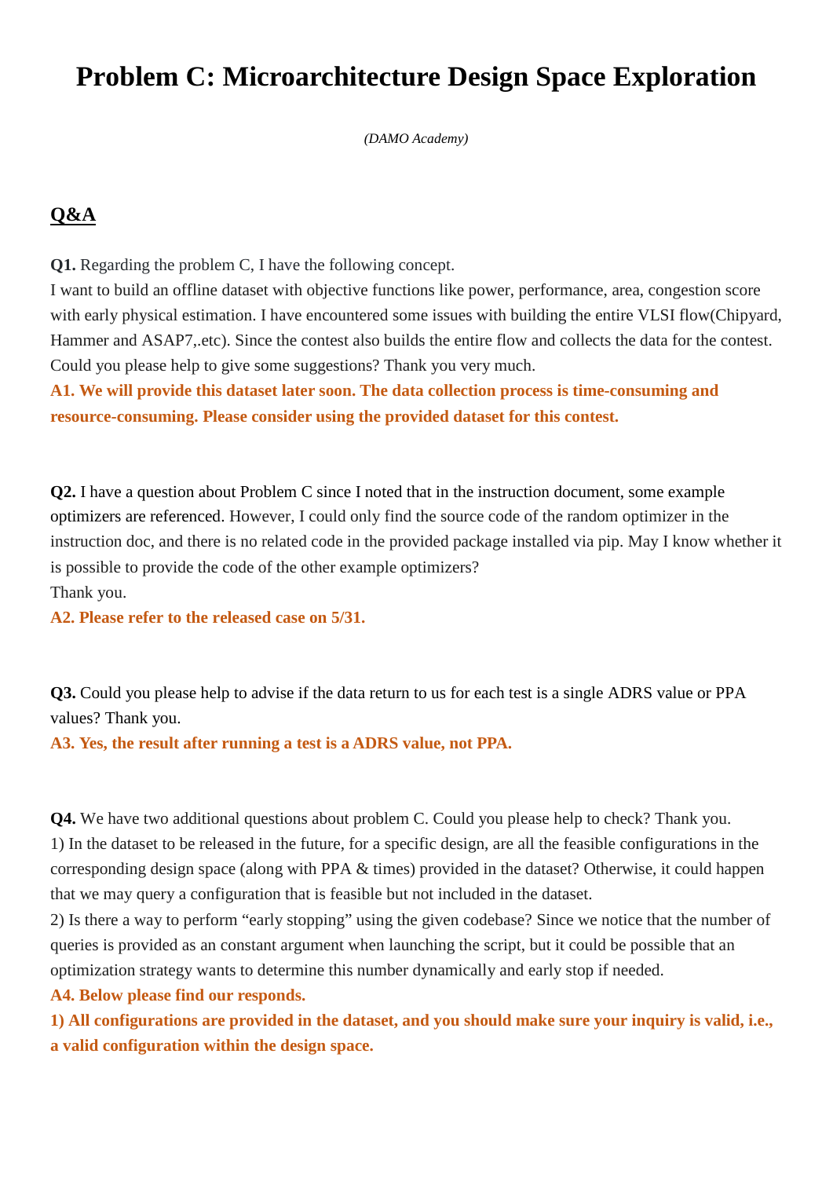# Problem C: Microarchitecture Design Space Exploration

*(DAMO Academy)*

## Q&A

**Q1.** Regarding the problem C, I have the following concept.
I want to build an offline dataset with objective functions like power, performance, area, congestion score with early physical estimation. I have encountered some issues with building the entire VLSI flow(Chipyard, Hammer and ASAP7,.etc). Since the contest also builds the entire flow and collects the data for the contest. Could you please help to give some suggestions? Thank you very much.
**A1. We will provide this dataset later soon. The data collection process is time-consuming and resource-consuming. Please consider using the provided dataset for this contest.**

**Q2.** I have a question about Problem C since I noted that in the instruction document, some example optimizers are referenced. However, I could only find the source code of the random optimizer in the instruction doc, and there is no related code in the provided package installed via pip. May I know whether it is possible to provide the code of the other example optimizers?
Thank you.
**A2. Please refer to the released case on 5/31.**

**Q3.** Could you please help to advise if the data return to us for each test is a single ADRS value or PPA values? Thank you.
**A3. Yes, the result after running a test is a ADRS value, not PPA.**

**Q4.** We have two additional questions about problem C. Could you please help to check? Thank you.
1) In the dataset to be released in the future, for a specific design, are all the feasible configurations in the corresponding design space (along with PPA & times) provided in the dataset? Otherwise, it could happen that we may query a configuration that is feasible but not included in the dataset.
2) Is there a way to perform "early stopping" using the given codebase? Since we notice that the number of queries is provided as an constant argument when launching the script, but it could be possible that an optimization strategy wants to determine this number dynamically and early stop if needed.
**A4. Below please find our responds.**
**1) All configurations are provided in the dataset, and you should make sure your inquiry is valid, i.e., a valid configuration within the design space.**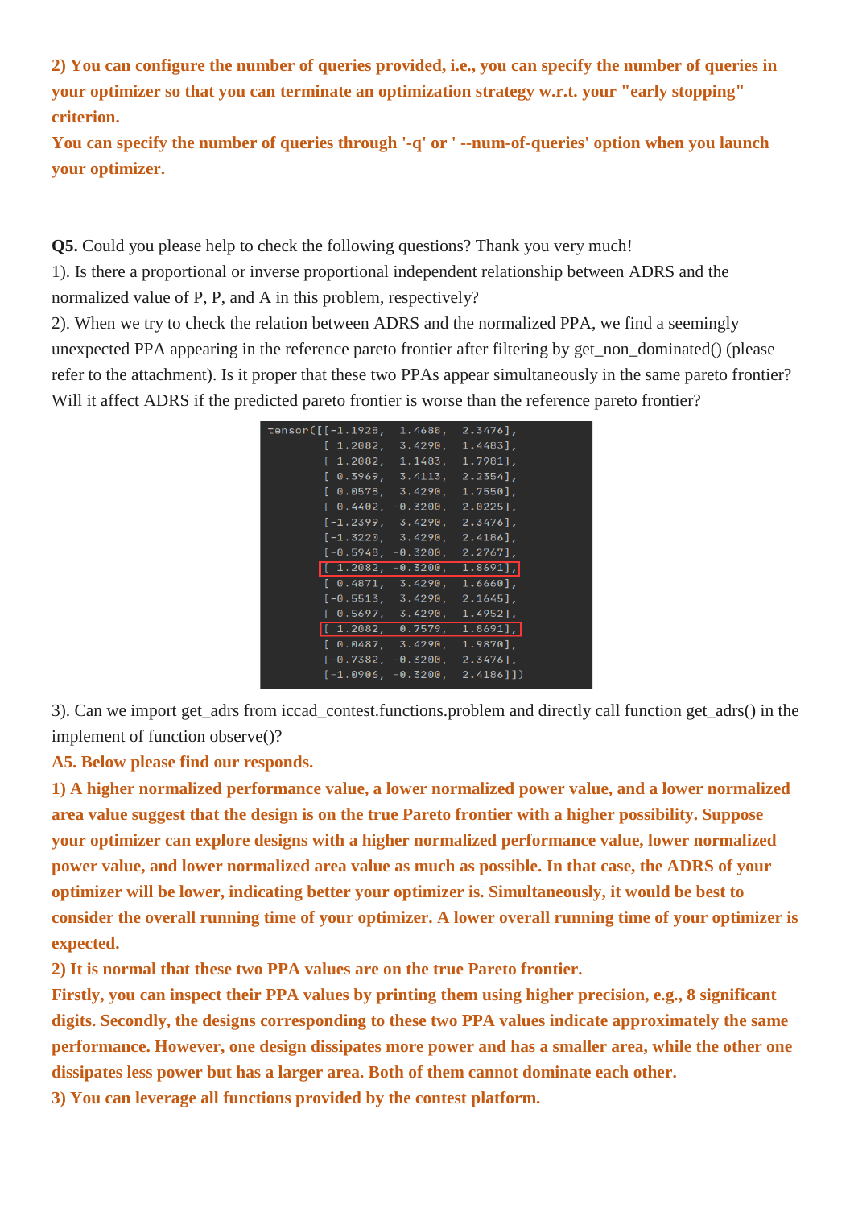**2) You can configure the number of queries provided, i.e., you can specify the number of queries in your optimizer so that you can terminate an optimization strategy w.r.t. your "early stopping" criterion.**

**You can specify the number of queries through '-q' or ' --num-of-queries' option when you launch your optimizer.**

**Q5.** Could you please help to check the following questions? Thank you very much!

1). Is there a proportional or inverse proportional independent relationship between ADRS and the normalized value of P, P, and A in this problem, respectively?

2). When we try to check the relation between ADRS and the normalized PPA, we find a seemingly unexpected PPA appearing in the reference pareto frontier after filtering by get_non_dominated() (please refer to the attachment). Is it proper that these two PPAs appear simultaneously in the same pareto frontier? Will it affect ADRS if the predicted pareto frontier is worse than the reference pareto frontier?

```
tensor([[-1.1928,  1.4688,  2.3476],
        [ 1.2082,  3.4290,  1.4483],
        [ 1.2082,  1.1483,  1.7981],
        [ 0.3969,  3.4113,  2.2354],
        [ 0.0578,  3.4290,  1.7550],
        [ 0.4402, -0.3200,  2.0225],
        [-1.2399,  3.4290,  2.3476],
        [-1.3220,  3.4290,  2.4186],
        [-0.5948, -0.3200,  2.2767],
        [ 1.2082, -0.3200,  1.8691],
        [ 0.4871,  3.4290,  1.6660],
        [-0.5513,  3.4290,  2.1645],
        [ 0.5697,  3.4290,  1.4952],
        [ 1.2082,  0.7579,  1.8691],
        [ 0.0487,  3.4290,  1.9870],
        [-0.7382, -0.3200,  2.3476],
        [-1.0906, -0.3200,  2.4186]])
```

3). Can we import get_adrs from iccad_contest.functions.problem and directly call function get_adrs() in the implement of function observe()?

**A5. Below please find our responds.**

**1) A higher normalized performance value, a lower normalized power value, and a lower normalized area value suggest that the design is on the true Pareto frontier with a higher possibility. Suppose your optimizer can explore designs with a higher normalized performance value, lower normalized power value, and lower normalized area value as much as possible. In that case, the ADRS of your optimizer will be lower, indicating better your optimizer is. Simultaneously, it would be best to consider the overall running time of your optimizer. A lower overall running time of your optimizer is expected.**

**2) It is normal that these two PPA values are on the true Pareto frontier.**

**Firstly, you can inspect their PPA values by printing them using higher precision, e.g., 8 significant digits. Secondly, the designs corresponding to these two PPA values indicate approximately the same performance. However, one design dissipates more power and has a smaller area, while the other one dissipates less power but has a larger area. Both of them cannot dominate each other.**

**3) You can leverage all functions provided by the contest platform.**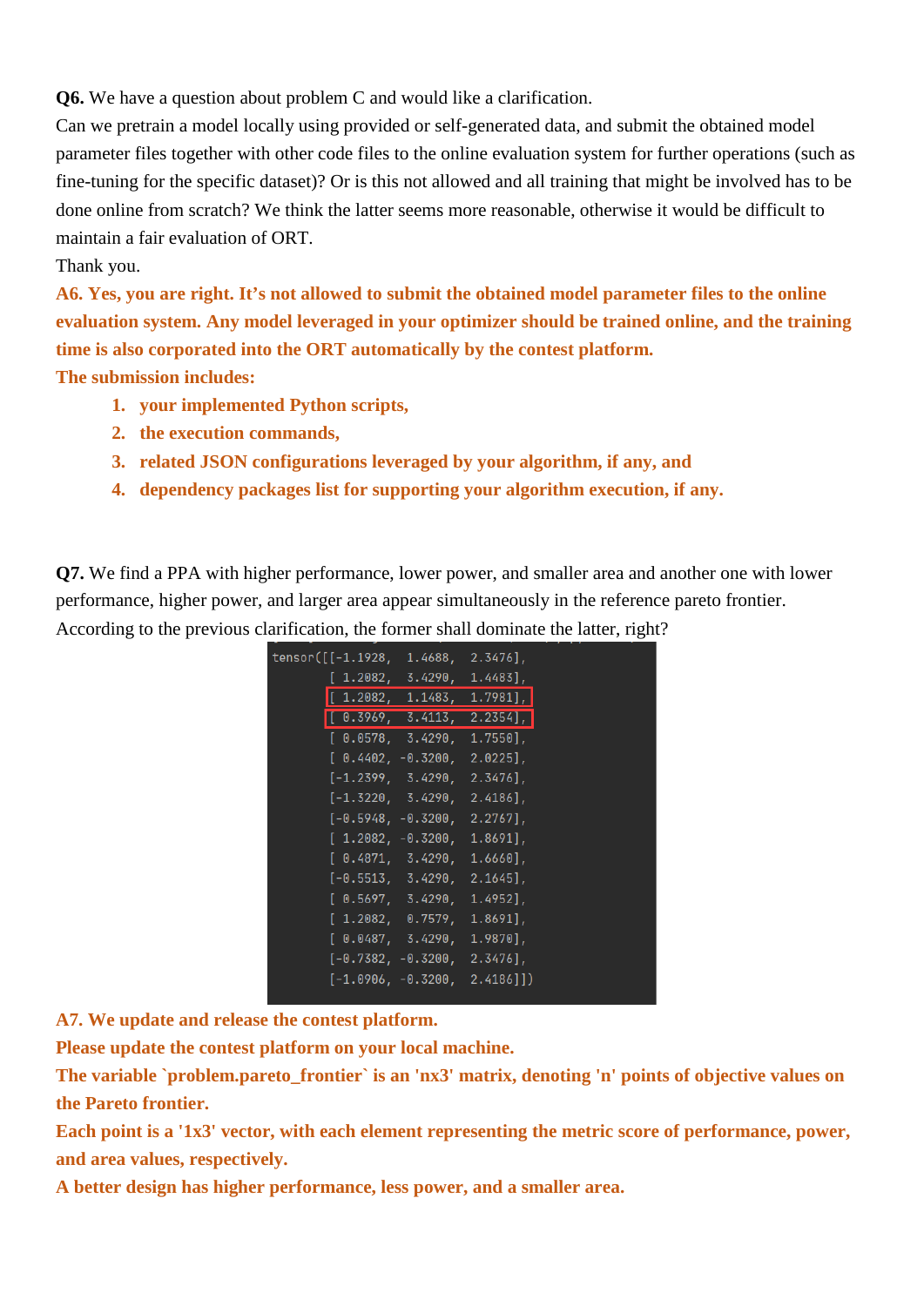**Q6.** We have a question about problem C and would like a clarification.
Can we pretrain a model locally using provided or self-generated data, and submit the obtained model parameter files together with other code files to the online evaluation system for further operations (such as fine-tuning for the specific dataset)? Or is this not allowed and all training that might be involved has to be done online from scratch? We think the latter seems more reasonable, otherwise it would be difficult to maintain a fair evaluation of ORT.
Thank you.

**A6. Yes, you are right. It's not allowed to submit the obtained model parameter files to the online evaluation system. Any model leveraged in your optimizer should be trained online, and the training time is also corporated into the ORT automatically by the contest platform.**
**The submission includes:**

1. **your implemented Python scripts,**
2. **the execution commands,**
3. **related JSON configurations leveraged by your algorithm, if any, and**
4. **dependency packages list for supporting your algorithm execution, if any.**

**Q7.** We find a PPA with higher performance, lower power, and smaller area and another one with lower performance, higher power, and larger area appear simultaneously in the reference pareto frontier. According to the previous clarification, the former shall dominate the latter, right?

```
tensor([[-1.1928,  1.4688,  2.3476],
        [ 1.2082,  3.4290,  1.4483],
        [ 1.2082,  1.1483,  1.7981],
        [ 0.3969,  3.4113,  2.2354],
        [ 0.0578,  3.4290,  1.7550],
        [ 0.4402, -0.3200,  2.0225],
        [-1.2399,  3.4290,  2.3476],
        [-1.3220,  3.4290,  2.4186],
        [-0.5948, -0.3200,  2.2767],
        [ 1.2082, -0.3200,  1.8691],
        [ 0.4871,  3.4290,  1.6660],
        [-0.5513,  3.4290,  2.1645],
        [ 0.5697,  3.4290,  1.4952],
        [ 1.2082,  0.7579,  1.8691],
        [ 0.0487,  3.4290,  1.9870],
        [-0.7382, -0.3200,  2.3476],
        [-1.0906, -0.3200,  2.4186]])
```

**A7. We update and release the contest platform.**
**Please update the contest platform on your local machine.**
**The variable `problem.pareto_frontier` is an 'nx3' matrix, denoting 'n' points of objective values on the Pareto frontier.**
**Each point is a '1x3' vector, with each element representing the metric score of performance, power, and area values, respectively.**
**A better design has higher performance, less power, and a smaller area.**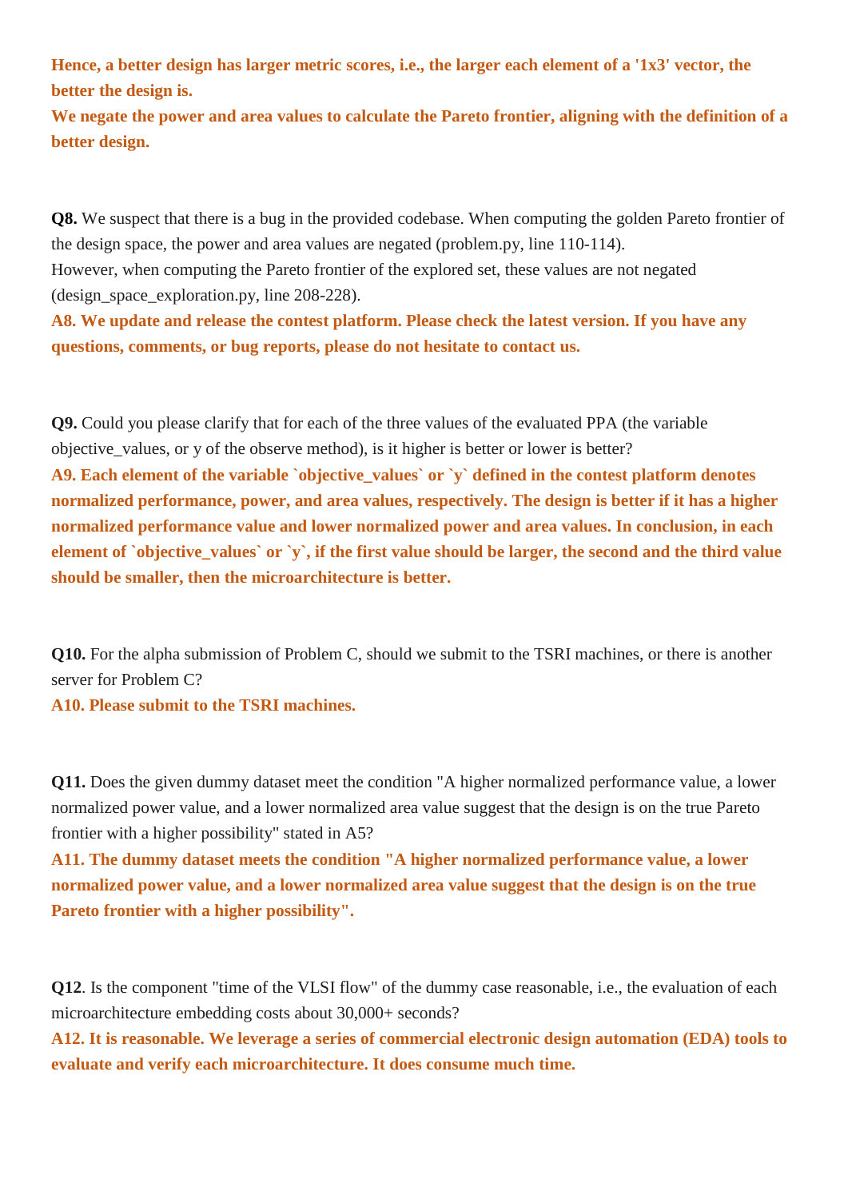**Hence, a better design has larger metric scores, i.e., the larger each element of a '1x3' vector, the better the design is.**
**We negate the power and area values to calculate the Pareto frontier, aligning with the definition of a better design.**

**Q8.** We suspect that there is a bug in the provided codebase. When computing the golden Pareto frontier of the design space, the power and area values are negated (problem.py, line 110-114).
However, when computing the Pareto frontier of the explored set, these values are not negated (design_space_exploration.py, line 208-228).
**A8. We update and release the contest platform. Please check the latest version. If you have any questions, comments, or bug reports, please do not hesitate to contact us.**

**Q9.** Could you please clarify that for each of the three values of the evaluated PPA (the variable objective_values, or y of the observe method), is it higher is better or lower is better?
**A9. Each element of the variable `objective_values` or `y` defined in the contest platform denotes normalized performance, power, and area values, respectively. The design is better if it has a higher normalized performance value and lower normalized power and area values. In conclusion, in each element of `objective_values` or `y`, if the first value should be larger, the second and the third value should be smaller, then the microarchitecture is better.**

**Q10.** For the alpha submission of Problem C, should we submit to the TSRI machines, or there is another server for Problem C?
**A10. Please submit to the TSRI machines.**

**Q11.** Does the given dummy dataset meet the condition "A higher normalized performance value, a lower normalized power value, and a lower normalized area value suggest that the design is on the true Pareto frontier with a higher possibility" stated in A5?
**A11. The dummy dataset meets the condition "A higher normalized performance value, a lower normalized power value, and a lower normalized area value suggest that the design is on the true Pareto frontier with a higher possibility".**

**Q12**. Is the component "time of the VLSI flow" of the dummy case reasonable, i.e., the evaluation of each microarchitecture embedding costs about 30,000+ seconds?
**A12. It is reasonable. We leverage a series of commercial electronic design automation (EDA) tools to evaluate and verify each microarchitecture. It does consume much time.**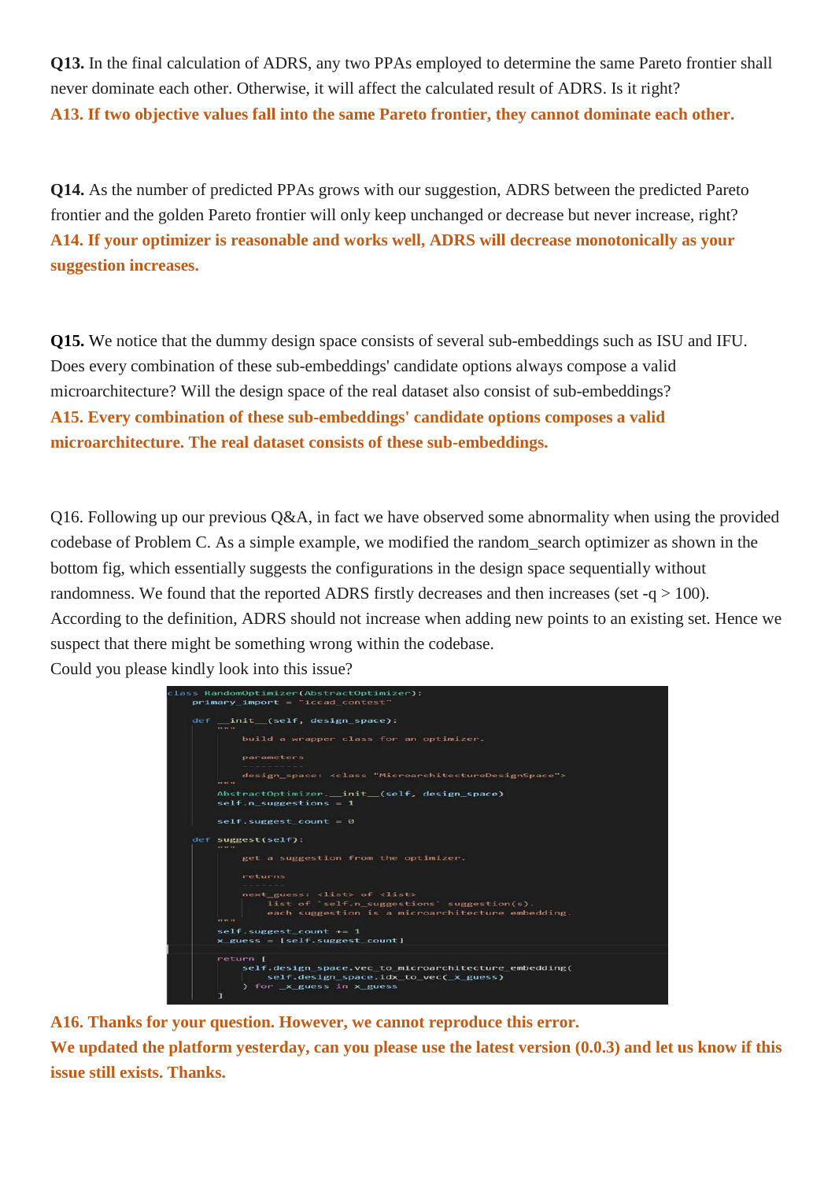**Q13.** In the final calculation of ADRS, any two PPAs employed to determine the same Pareto frontier shall never dominate each other. Otherwise, it will affect the calculated result of ADRS. Is it right?

**A13. If two objective values fall into the same Pareto frontier, they cannot dominate each other.**

**Q14.** As the number of predicted PPAs grows with our suggestion, ADRS between the predicted Pareto frontier and the golden Pareto frontier will only keep unchanged or decrease but never increase, right?

**A14. If your optimizer is reasonable and works well, ADRS will decrease monotonically as your suggestion increases.**

**Q15.** We notice that the dummy design space consists of several sub-embeddings such as ISU and IFU. Does every combination of these sub-embeddings' candidate options always compose a valid microarchitecture? Will the design space of the real dataset also consist of sub-embeddings?

**A15. Every combination of these sub-embeddings' candidate options composes a valid microarchitecture. The real dataset consists of these sub-embeddings.**

Q16. Following up our previous Q&A, in fact we have observed some abnormality when using the provided codebase of Problem C. As a simple example, we modified the random_search optimizer as shown in the bottom fig, which essentially suggests the configurations in the design space sequentially without randomness. We found that the reported ADRS firstly decreases and then increases (set -q > 100). According to the definition, ADRS should not increase when adding new points to an existing set. Hence we suspect that there might be something wrong within the codebase.

Could you please kindly look into this issue?

```
class RandomOptimizer(AbstractOptimizer):
    primary_import = "iccad_contest"

    def __init__(self, design_space):
        """
            build a wrapper class for an optimizer.

            parameters
            ----------
            design_space: <class "MicroarchitectureDesignSpace">
        """
        AbstractOptimizer.__init__(self, design_space)
        self.n_suggestions = 1

        self.suggest_count = 0

    def suggest(self):
        """
            get a suggestion from the optimizer.

            returns
            -------
            next_guess: <list> of <list>
                list of `self.n_suggestions` suggestion(s).
                each suggestion is a microarchitecture embedding.
        """
        self.suggest_count += 1
        x_guess = [self.suggest_count]

        return [
            self.design_space.vec_to_microarchitecture_embedding(
                self.design_space.idx_to_vec(_x_guess)
            ) for _x_guess in x_guess
        ]
```

**A16. Thanks for your question. However, we cannot reproduce this error.**

**We updated the platform yesterday, can you please use the latest version (0.0.3) and let us know if this issue still exists. Thanks.**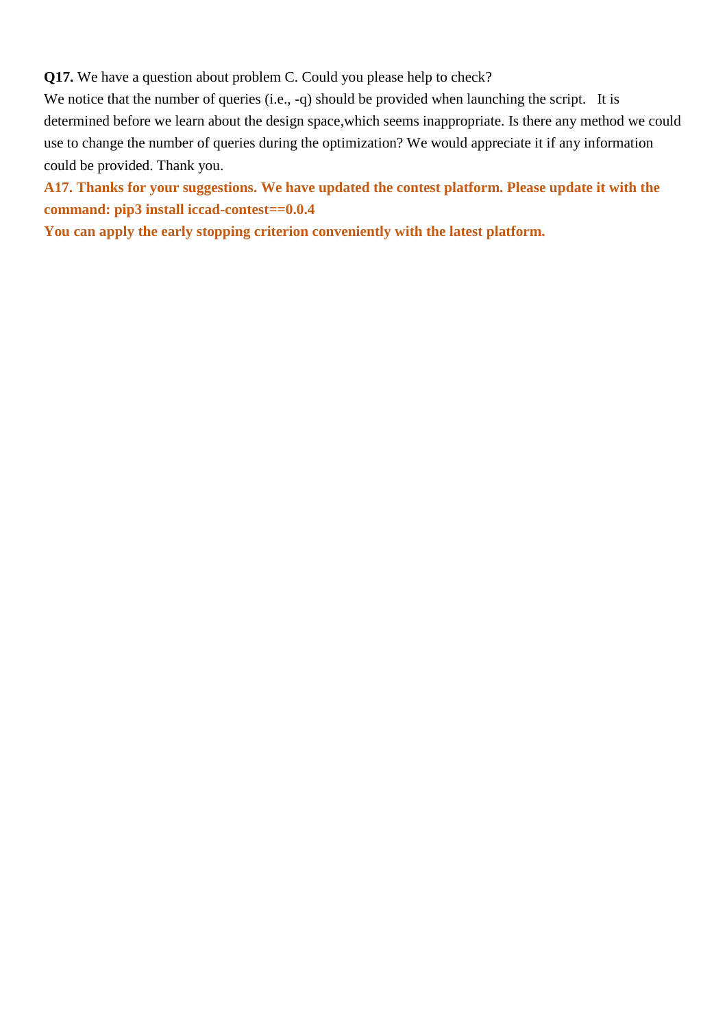**Q17.** We have a question about problem C. Could you please help to check?
We notice that the number of queries (i.e., -q) should be provided when launching the script. It is determined before we learn about the design space,which seems inappropriate. Is there any method we could use to change the number of queries during the optimization? We would appreciate it if any information could be provided. Thank you.

**A17. Thanks for your suggestions. We have updated the contest platform. Please update it with the command: pip3 install iccad-contest==0.0.4**

**You can apply the early stopping criterion conveniently with the latest platform.**